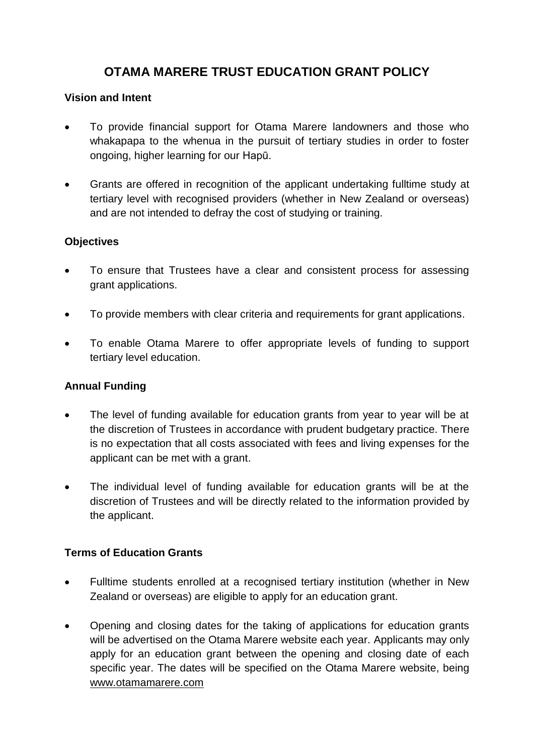# OTAMA MARERE TRUST EDUCATION GRANT POLICY

**Vision and Intent**

- To provide financial support for Otama Marere landowners and those who whakapapa to the whenua in the pursuit of tertiary studies in order to foster ongoing, higher learning for our Hapū.
- Grants are offered in recognition of the applicant undertaking fulltime study at tertiary level with recognised providers (whether in New Zealand or overseas) and are not intended to defray the cost of studying or training.

**Objectives**

- To ensure that Trustees have a clear and consistent process for assessing grant applications.
- To provide members with clear criteria and requirements for grant applications.
- To enable Otama Marere to offer appropriate levels of funding to support tertiary level education.

**Annual Funding**

- The level of funding available for education grants from year to year will be at the discretion of Trustees in accordance with prudent budgetary practice. There is no expectation that all costs associated with fees and living expenses for the applicant can be met with a grant.
- The individual level of funding available for education grants will be at the discretion of Trustees and will be directly related to the information provided by the applicant.

**Terms of Education Grants**

- Fulltime students enrolled at a recognised tertiary institution (whether in New Zealand or overseas) are eligible to apply for an education grant.
- Opening and closing dates for the taking of applications for education grants will be advertised on the Otama Marere website each year. Applicants may only apply for an education grant between the opening and closing date of each specific year. The dates will be specified on the Otama Marere website, being www.otamamarere.com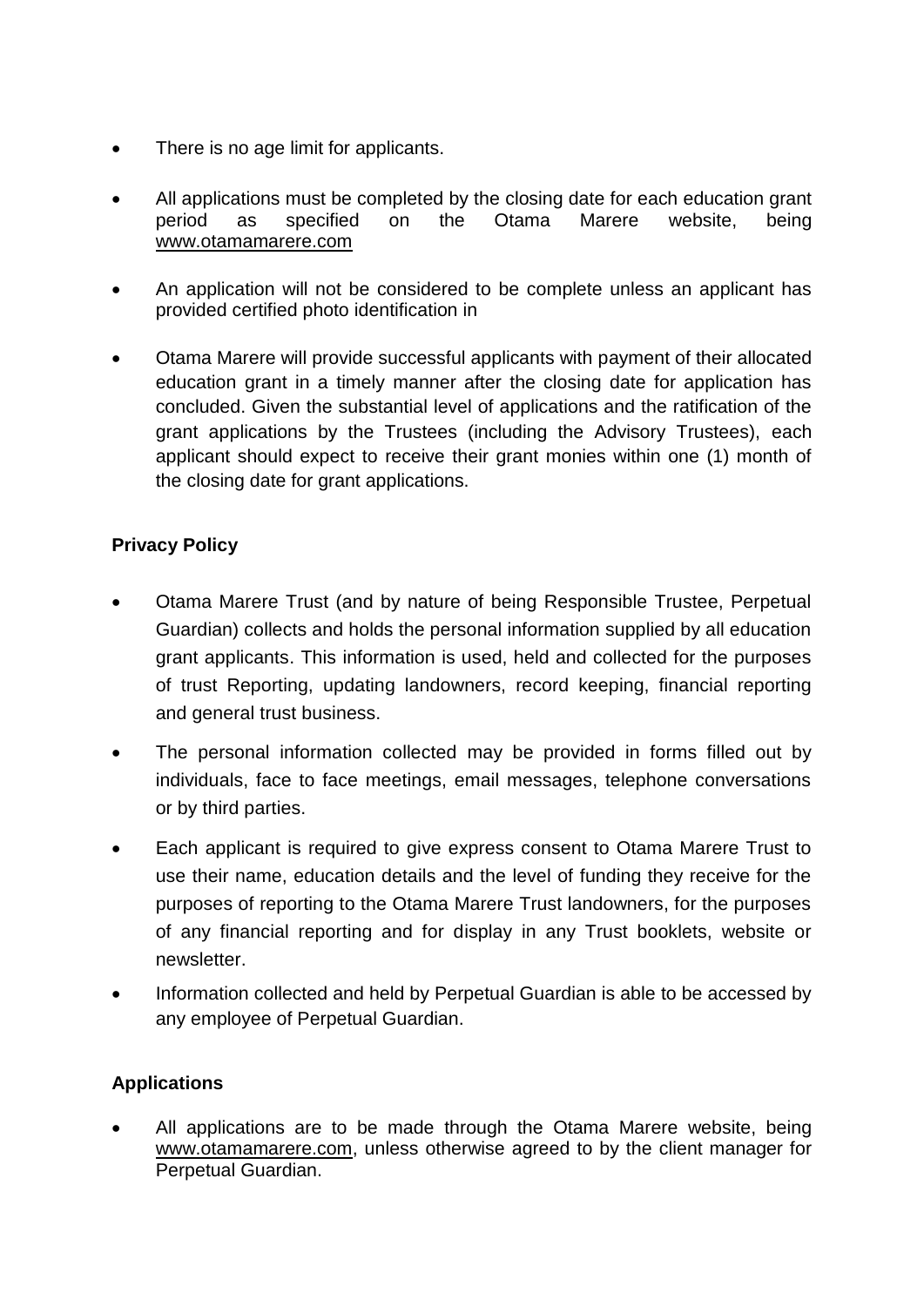- There is no age limit for applicants.
- All applications must be completed by the closing date for each education grant period as specified on the Otama Marere website, being www.otamamarere.com
- An application will not be considered to be complete unless an applicant has provided certified photo identification in
- Otama Marere will provide successful applicants with payment of their allocated education grant in a timely manner after the closing date for application has concluded. Given the substantial level of applications and the ratification of the grant applications by the Trustees (including the Advisory Trustees), each applicant should expect to receive their grant monies within one (1) month of the closing date for grant applications.

**Privacy Policy**

- Otama Marere Trust (and by nature of being Responsible Trustee, Perpetual Guardian) collects and holds the personal information supplied by all education grant applicants. This information is used, held and collected for the purposes of trust Reporting, updating landowners, record keeping, financial reporting and general trust business.
- The personal information collected may be provided in forms filled out by individuals, face to face meetings, email messages, telephone conversations or by third parties.
- Each applicant is required to give express consent to Otama Marere Trust to use their name, education details and the level of funding they receive for the purposes of reporting to the Otama Marere Trust landowners, for the purposes of any financial reporting and for display in any Trust booklets, website or newsletter.
- Information collected and held by Perpetual Guardian is able to be accessed by any employee of Perpetual Guardian.

**Applications**

- All applications are to be made through the Otama Marere website, being www.otamamarere.com, unless otherwise agreed to by the client manager for Perpetual Guardian.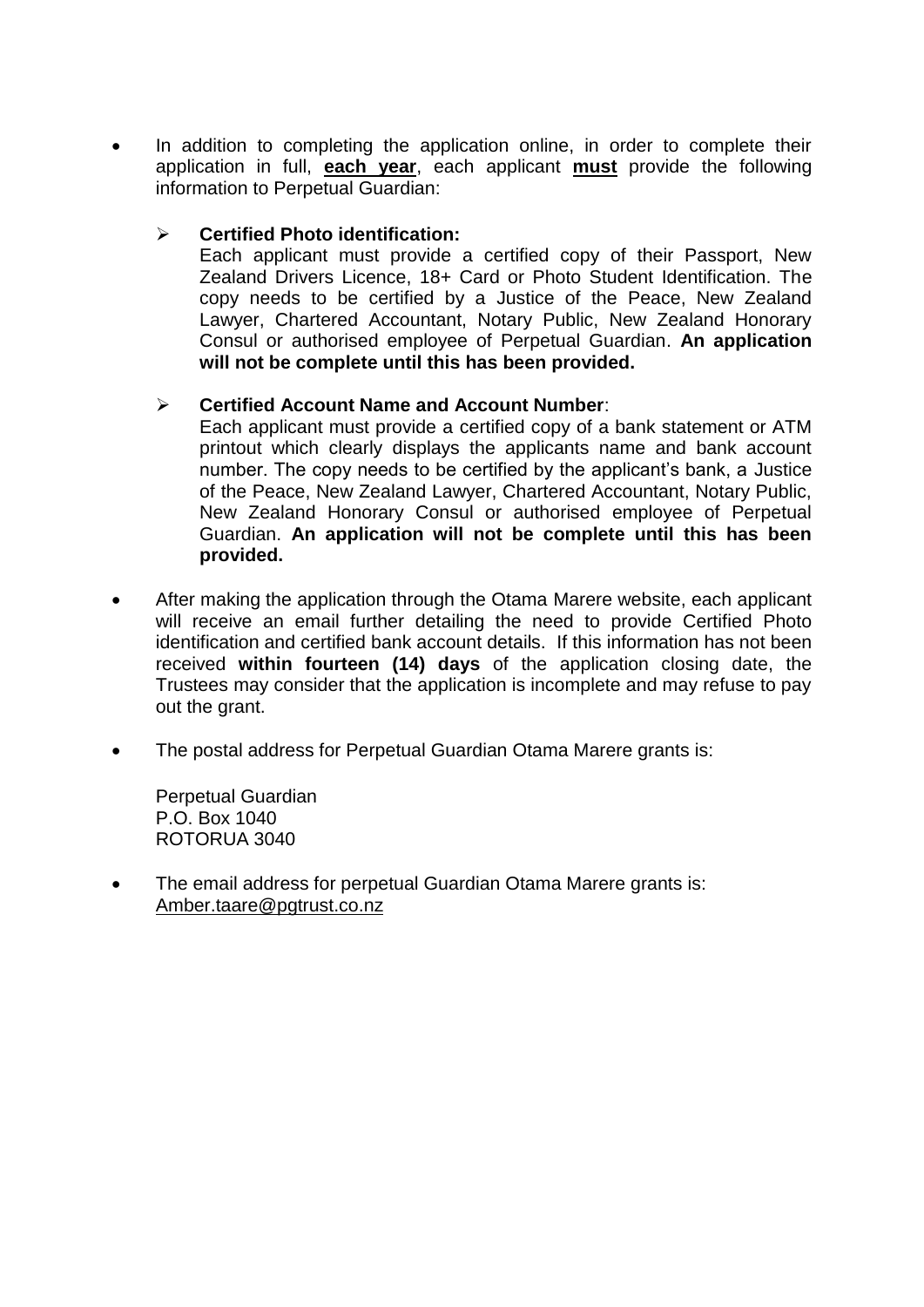- In addition to completing the application online, in order to complete their application in full, **each year**, each applicant **must** provide the following information to Perpetual Guardian:

  - **Certified Photo identification:**
    Each applicant must provide a certified copy of their Passport, New Zealand Drivers Licence, 18+ Card or Photo Student Identification. The copy needs to be certified by a Justice of the Peace, New Zealand Lawyer, Chartered Accountant, Notary Public, New Zealand Honorary Consul or authorised employee of Perpetual Guardian. **An application will not be complete until this has been provided.**

  - **Certified Account Name and Account Number**:
    Each applicant must provide a certified copy of a bank statement or ATM printout which clearly displays the applicants name and bank account number. The copy needs to be certified by the applicant's bank, a Justice of the Peace, New Zealand Lawyer, Chartered Accountant, Notary Public, New Zealand Honorary Consul or authorised employee of Perpetual Guardian. **An application will not be complete until this has been provided.**

- After making the application through the Otama Marere website, each applicant will receive an email further detailing the need to provide Certified Photo identification and certified bank account details. If this information has not been received **within fourteen (14) days** of the application closing date, the Trustees may consider that the application is incomplete and may refuse to pay out the grant.

- The postal address for Perpetual Guardian Otama Marere grants is:

  Perpetual Guardian
  P.O. Box 1040
  ROTORUA 3040

- The email address for perpetual Guardian Otama Marere grants is:
  Amber.taare@pgtrust.co.nz